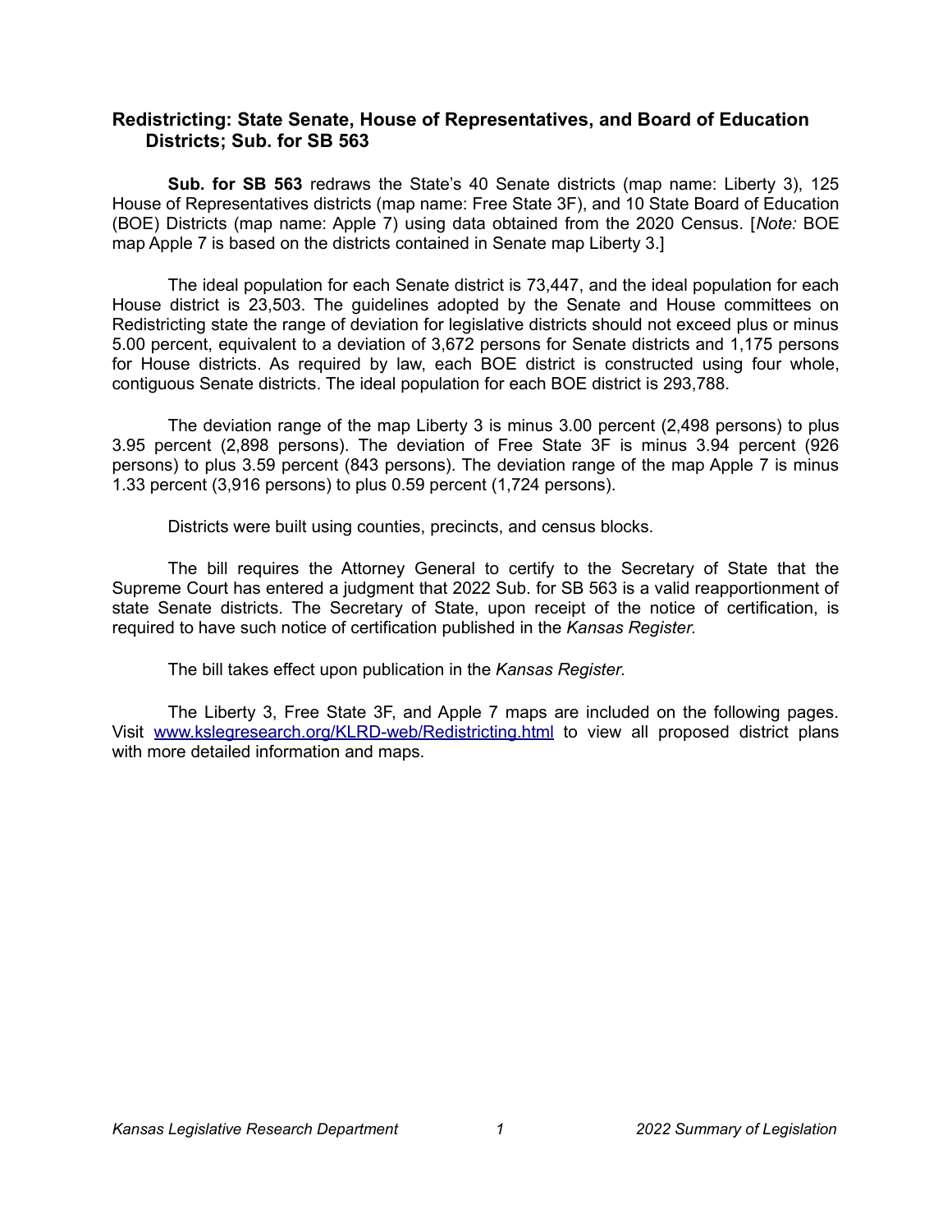## Redistricting: State Senate, House of Representatives, and Board of Education Districts; Sub. for SB 563

**Sub. for SB 563** redraws the State's 40 Senate districts (map name: Liberty 3), 125 House of Representatives districts (map name: Free State 3F), and 10 State Board of Education (BOE) Districts (map name: Apple 7) using data obtained from the 2020 Census. [*Note:* BOE map Apple 7 is based on the districts contained in Senate map Liberty 3.]

The ideal population for each Senate district is 73,447, and the ideal population for each House district is 23,503. The guidelines adopted by the Senate and House committees on Redistricting state the range of deviation for legislative districts should not exceed plus or minus 5.00 percent, equivalent to a deviation of 3,672 persons for Senate districts and 1,175 persons for House districts. As required by law, each BOE district is constructed using four whole, contiguous Senate districts. The ideal population for each BOE district is 293,788.

The deviation range of the map Liberty 3 is minus 3.00 percent (2,498 persons) to plus 3.95 percent (2,898 persons). The deviation of Free State 3F is minus 3.94 percent (926 persons) to plus 3.59 percent (843 persons). The deviation range of the map Apple 7 is minus 1.33 percent (3,916 persons) to plus 0.59 percent (1,724 persons).

Districts were built using counties, precincts, and census blocks.

The bill requires the Attorney General to certify to the Secretary of State that the Supreme Court has entered a judgment that 2022 Sub. for SB 563 is a valid reapportionment of state Senate districts. The Secretary of State, upon receipt of the notice of certification, is required to have such notice of certification published in the *Kansas Register*.

The bill takes effect upon publication in the *Kansas Register*.

The Liberty 3, Free State 3F, and Apple 7 maps are included on the following pages. Visit www.kslegresearch.org/KLRD-web/Redistricting.html to view all proposed district plans with more detailed information and maps.